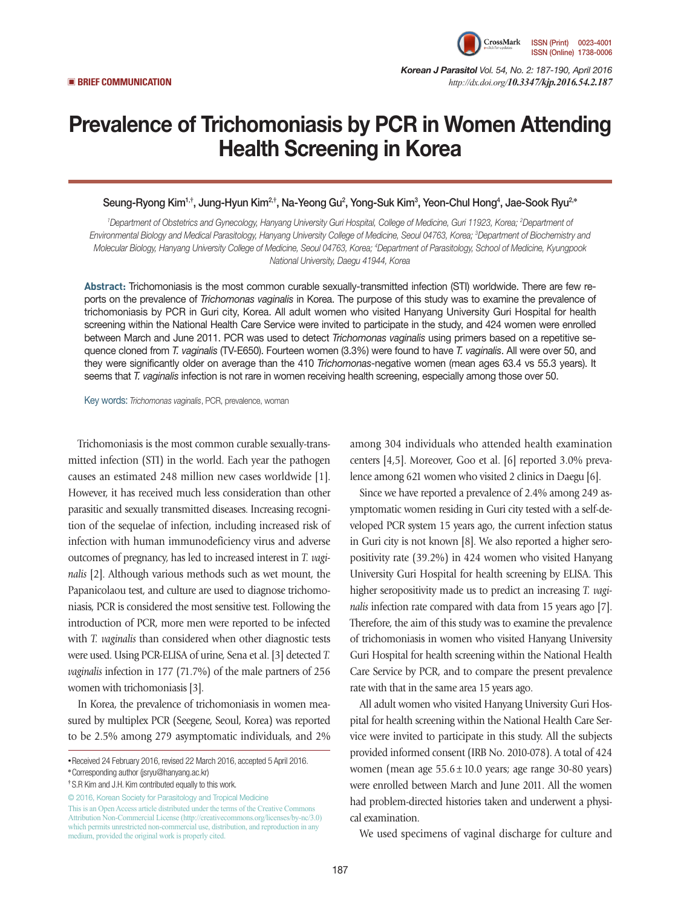BRIEF COMMUNICATION

# Prevalence of Trichomoniasis by PCR in Women Attending Health Screening in Korea

Seung-Ryong Kim[1,†], Jung-Hyun Kim[2,†], Na-Yeong Gu[2], Yong-Suk Kim[3], Yeon-Chul Hong[4], Jae-Sook Ryu[2,*]

[1]Department of Obstetrics and Gynecology, Hanyang University Guri Hospital, College of Medicine, Guri 11923, Korea; [2]Department of Environmental Biology and Medical Parasitology, Hanyang University College of Medicine, Seoul 04763, Korea; [3]Department of Biochemistry and Molecular Biology, Hanyang University College of Medicine, Seoul 04763, Korea; [4]Department of Parasitology, School of Medicine, Kyungpook National University, Daegu 41944, Korea

**Abstract:** Trichomoniasis is the most common curable sexually-transmitted infection (STI) worldwide. There are few reports on the prevalence of *Trichomonas vaginalis* in Korea. The purpose of this study was to examine the prevalence of trichomoniasis by PCR in Guri city, Korea. All adult women who visited Hanyang University Guri Hospital for health screening within the National Health Care Service were invited to participate in the study, and 424 women were enrolled between March and June 2011. PCR was used to detect *Trichomonas vaginalis* using primers based on a repetitive sequence cloned from *T. vaginalis* (TV-E650). Fourteen women (3.3%) were found to have *T. vaginalis*. All were over 50, and they were significantly older on average than the 410 *Trichomonas*-negative women (mean ages 63.4 vs 55.3 years). It seems that *T. vaginalis* infection is not rare in women receiving health screening, especially among those over 50.

Key words: *Trichomonas vaginalis*, PCR, prevalence, woman

Trichomoniasis is the most common curable sexually-transmitted infection (STI) in the world. Each year the pathogen causes an estimated 248 million new cases worldwide [1]. However, it has received much less consideration than other parasitic and sexually transmitted diseases. Increasing recognition of the sequelae of infection, including increased risk of infection with human immunodeficiency virus and adverse outcomes of pregnancy, has led to increased interest in *T. vaginalis* [2]. Although various methods such as wet mount, the Papanicolaou test, and culture are used to diagnose trichomoniasis, PCR is considered the most sensitive test. Following the introduction of PCR, more men were reported to be infected with *T. vaginalis* than considered when other diagnostic tests were used. Using PCR-ELISA of urine, Sena et al. [3] detected *T. vaginalis* infection in 177 (71.7%) of the male partners of 256 women with trichomoniasis [3].

In Korea, the prevalence of trichomoniasis in women measured by multiplex PCR (Seegene, Seoul, Korea) was reported to be 2.5% among 279 asymptomatic individuals, and 2% among 304 individuals who attended health examination centers [4,5]. Moreover, Goo et al. [6] reported 3.0% prevalence among 621 women who visited 2 clinics in Daegu [6].

Since we have reported a prevalence of 2.4% among 249 asymptomatic women residing in Guri city tested with a self-developed PCR system 15 years ago, the current infection status in Guri city is not known [8]. We also reported a higher seropositivity rate (39.2%) in 424 women who visited Hanyang University Guri Hospital for health screening by ELISA. This higher seropositivity made us to predict an increasing *T. vaginalis* infection rate compared with data from 15 years ago [7]. Therefore, the aim of this study was to examine the prevalence of trichomoniasis in women who visited Hanyang University Guri Hospital for health screening within the National Health Care Service by PCR, and to compare the present prevalence rate with that in the same area 15 years ago.

All adult women who visited Hanyang University Guri Hospital for health screening within the National Health Care Service were invited to participate in this study. All the subjects provided informed consent (IRB No. 2010-078). A total of 424 women (mean age 55.6±10.0 years; age range 30-80 years) were enrolled between March and June 2011. All the women had problem-directed histories taken and underwent a physical examination.

We used specimens of vaginal discharge for culture and

• Received 24 February 2016, revised 22 March 2016, accepted 5 April 2016.
* Corresponding author (jsryu@hanyang.ac.kr)
† S.R Kim and J.H. Kim contributed equally to this work.

© 2016, Korean Society for Parasitology and Tropical Medicine
This is an Open Access article distributed under the terms of the Creative Commons Attribution Non-Commercial License (http://creativecommons.org/licenses/by-nc/3.0) which permits unrestricted non-commercial use, distribution, and reproduction in any medium, provided the original work is properly cited.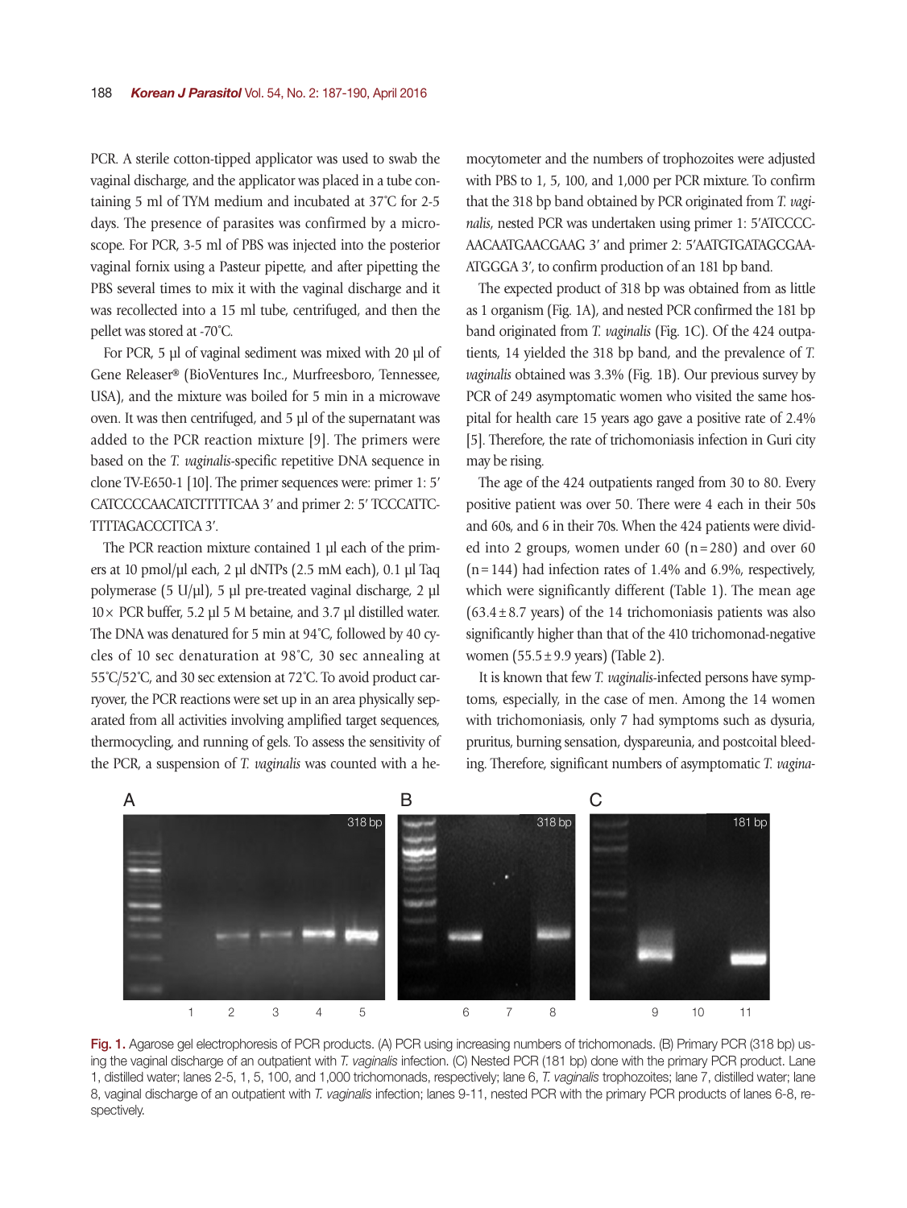PCR. A sterile cotton-tipped applicator was used to swab the vaginal discharge, and the applicator was placed in a tube containing 5 ml of TYM medium and incubated at 37˚C for 2-5 days. The presence of parasites was confirmed by a microscope. For PCR, 3-5 ml of PBS was injected into the posterior vaginal fornix using a Pasteur pipette, and after pipetting the PBS several times to mix it with the vaginal discharge and it was recollected into a 15 ml tube, centrifuged, and then the pellet was stored at -70˚C.

For PCR, 5 µl of vaginal sediment was mixed with 20 µl of Gene Releaser® (BioVentures Inc., Murfreesboro, Tennessee, USA), and the mixture was boiled for 5 min in a microwave oven. It was then centrifuged, and 5 µl of the supernatant was added to the PCR reaction mixture [9]. The primers were based on the *T. vaginalis*-specific repetitive DNA sequence in clone TV-E650-1 [10]. The primer sequences were: primer 1: 5′ CATCCCCAACATCTTTTTCAA 3′ and primer 2: 5′ TCCCATTCTTTTAGACCCTTCA 3′.

The PCR reaction mixture contained 1 µl each of the primers at 10 pmol/µl each, 2 µl dNTPs (2.5 mM each), 0.1 µl Taq polymerase (5 U/µl), 5 µl pre-treated vaginal discharge, 2 µl 10× PCR buffer, 5.2 µl 5 M betaine, and 3.7 µl distilled water. The DNA was denatured for 5 min at 94˚C, followed by 40 cycles of 10 sec denaturation at 98˚C, 30 sec annealing at 55˚C/52˚C, and 30 sec extension at 72˚C. To avoid product carryover, the PCR reactions were set up in an area physically separated from all activities involving amplified target sequences, thermocycling, and running of gels. To assess the sensitivity of the PCR, a suspension of *T. vaginalis* was counted with a hemocytometer and the numbers of trophozoites were adjusted with PBS to 1, 5, 100, and 1,000 per PCR mixture. To confirm that the 318 bp band obtained by PCR originated from *T. vaginalis*, nested PCR was undertaken using primer 1: 5′ATCCCCAACAATGAACGAAG 3′ and primer 2: 5′AATGTGATAGCGAAATGGGA 3′, to confirm production of an 181 bp band.

The expected product of 318 bp was obtained from as little as 1 organism (Fig. 1A), and nested PCR confirmed the 181 bp band originated from *T. vaginalis* (Fig. 1C). Of the 424 outpatients, 14 yielded the 318 bp band, and the prevalence of *T. vaginalis* obtained was 3.3% (Fig. 1B). Our previous survey by PCR of 249 asymptomatic women who visited the same hospital for health care 15 years ago gave a positive rate of 2.4% [5]. Therefore, the rate of trichomoniasis infection in Guri city may be rising.

The age of the 424 outpatients ranged from 30 to 80. Every positive patient was over 50. There were 4 each in their 50s and 60s, and 6 in their 70s. When the 424 patients were divided into 2 groups, women under 60 (n=280) and over 60 (n=144) had infection rates of 1.4% and 6.9%, respectively, which were significantly different (Table 1). The mean age (63.4±8.7 years) of the 14 trichomoniasis patients was also significantly higher than that of the 410 trichomonad-negative women (55.5±9.9 years) (Table 2).

It is known that few *T. vaginalis*-infected persons have symptoms, especially, in the case of men. Among the 14 women with trichomoniasis, only 7 had symptoms such as dysuria, pruritus, burning sensation, dyspareunia, and postcoital bleeding. Therefore, significant numbers of asymptomatic *T. vagina-*

**Fig. 1.** Agarose gel electrophoresis of PCR products. (A) PCR using increasing numbers of trichomonads. (B) Primary PCR (318 bp) using the vaginal discharge of an outpatient with *T. vaginalis* infection. (C) Nested PCR (181 bp) done with the primary PCR product. Lane 1, distilled water; lanes 2-5, 1, 5, 100, and 1,000 trichomonads, respectively; lane 6, *T. vaginalis* trophozoites; lane 7, distilled water; lane 8, vaginal discharge of an outpatient with *T. vaginalis* infection; lanes 9-11, nested PCR with the primary PCR products of lanes 6-8, respectively.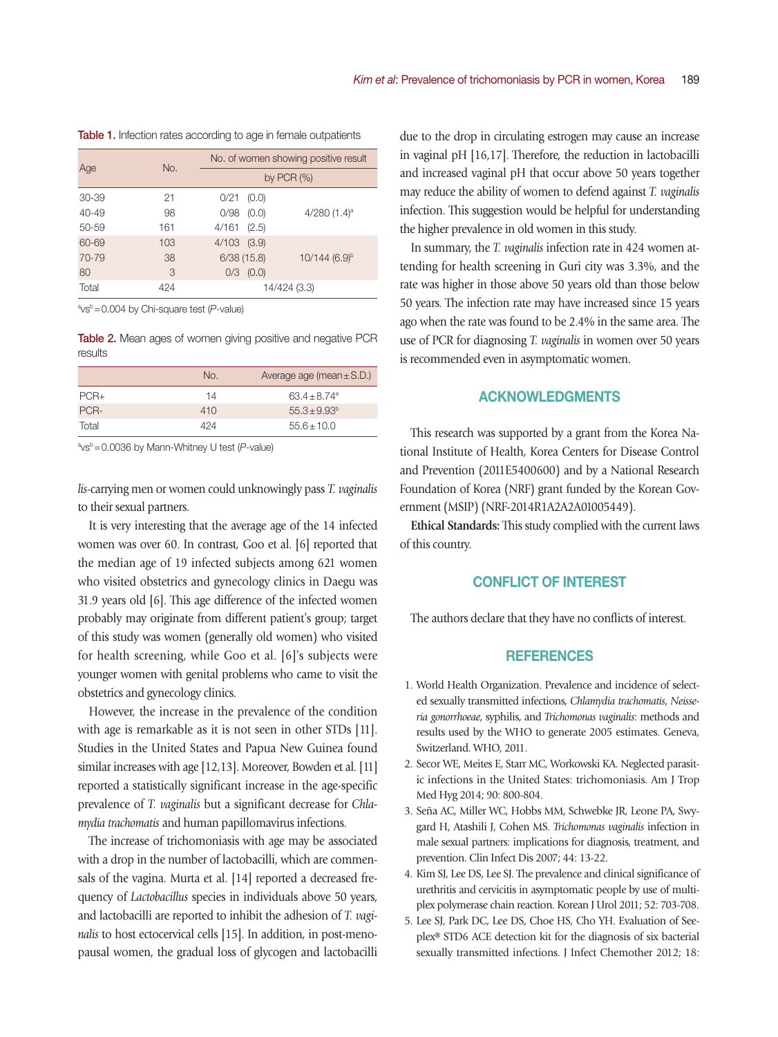Table 1. Infection rates according to age in female outpatients

| Age | No. | No. of women showing positive result by PCR (%) | |
|---|---|---|---|
| 30-39 | 21 | 0/21 (0.0) | 4/280 (1.4)[a] |
| 40-49 | 98 | 0/98 (0.0) | |
| 50-59 | 161 | 4/161 (2.5) | |
| 60-69 | 103 | 4/103 (3.9) | 10/144 (6.9)[b] |
| 70-79 | 38 | 6/38 (15.8) | |
| 80 | 3 | 0/3 (0.0) | |
| Total | 424 | 14/424 (3.3) | |

[a]vs[b] = 0.004 by Chi-square test (*P*-value)

Table 2. Mean ages of women giving positive and negative PCR results

| | No. | Average age (mean ± S.D.) |
|---|---|---|
| PCR+ | 14 | 63.4 ± 8.74[a] |
| PCR- | 410 | 55.3 ± 9.93[b] |
| Total | 424 | 55.6 ± 10.0 |

[a]vs[b] = 0.0036 by Mann-Whitney U test (*P*-value)

*lis*-carrying men or women could unknowingly pass *T. vaginalis* to their sexual partners.

It is very interesting that the average age of the 14 infected women was over 60. In contrast, Goo et al. [6] reported that the median age of 19 infected subjects among 621 women who visited obstetrics and gynecology clinics in Daegu was 31.9 years old [6]. This age difference of the infected women probably may originate from different patient's group; target of this study was women (generally old women) who visited for health screening, while Goo et al. [6]'s subjects were younger women with genital problems who came to visit the obstetrics and gynecology clinics.

However, the increase in the prevalence of the condition with age is remarkable as it is not seen in other STDs [11]. Studies in the United States and Papua New Guinea found similar increases with age [12,13]. Moreover, Bowden et al. [11] reported a statistically significant increase in the age-specific prevalence of *T. vaginalis* but a significant decrease for *Chlamydia trachomatis* and human papillomavirus infections.

The increase of trichomoniasis with age may be associated with a drop in the number of lactobacilli, which are commensals of the vagina. Murta et al. [14] reported a decreased frequency of *Lactobacillus* species in individuals above 50 years, and lactobacilli are reported to inhibit the adhesion of *T. vaginalis* to host ectocervical cells [15]. In addition, in post-menopausal women, the gradual loss of glycogen and lactobacilli due to the drop in circulating estrogen may cause an increase in vaginal pH [16,17]. Therefore, the reduction in lactobacilli and increased vaginal pH that occur above 50 years together may reduce the ability of women to defend against *T. vaginalis* infection. This suggestion would be helpful for understanding the higher prevalence in old women in this study.

In summary, the *T. vaginalis* infection rate in 424 women attending for health screening in Guri city was 3.3%, and the rate was higher in those above 50 years old than those below 50 years. The infection rate may have increased since 15 years ago when the rate was found to be 2.4% in the same area. The use of PCR for diagnosing *T. vaginalis* in women over 50 years is recommended even in asymptomatic women.

## ACKNOWLEDGMENTS

This research was supported by a grant from the Korea National Institute of Health, Korea Centers for Disease Control and Prevention (2011E5400600) and by a National Research Foundation of Korea (NRF) grant funded by the Korean Government (MSIP) (NRF-2014R1A2A2A01005449).

**Ethical Standards:** This study complied with the current laws of this country.

## CONFLICT OF INTEREST

The authors declare that they have no conflicts of interest.

## REFERENCES

1. World Health Organization. Prevalence and incidence of selected sexually transmitted infections, *Chlamydia trachomatis*, *Neisseria gonorrhoeae*, syphilis, and *Trichomonas vaginalis*: methods and results used by the WHO to generate 2005 estimates. Geneva, Switzerland. WHO, 2011.
2. Secor WE, Meites E, Starr MC, Workowski KA. Neglected parasitic infections in the United States: trichomoniasis. Am J Trop Med Hyg 2014; 90: 800-804.
3. Seña AC, Miller WC, Hobbs MM, Schwebke JR, Leone PA, Swygard H, Atashili J, Cohen MS. *Trichomonas vaginalis* infection in male sexual partners: implications for diagnosis, treatment, and prevention. Clin Infect Dis 2007; 44: 13-22.
4. Kim SJ, Lee DS, Lee SJ. The prevalence and clinical significance of urethritis and cervicitis in asymptomatic people by use of multiplex polymerase chain reaction. Korean J Urol 2011; 52: 703-708.
5. Lee SJ, Park DC, Lee DS, Choe HS, Cho YH. Evaluation of Seeplex® STD6 ACE detection kit for the diagnosis of six bacterial sexually transmitted infections. J Infect Chemother 2012; 18: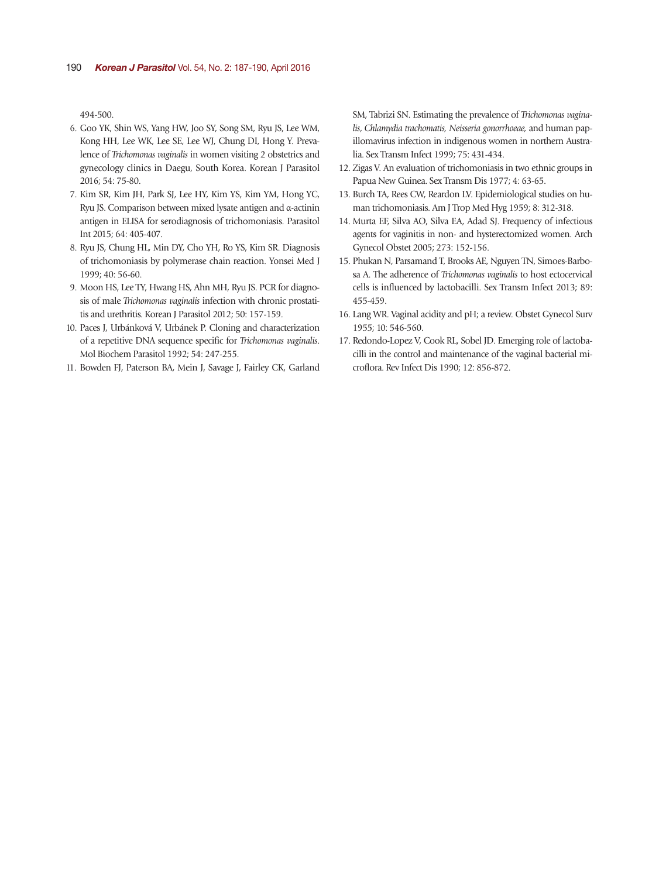494-500.

6. Goo YK, Shin WS, Yang HW, Joo SY, Song SM, Ryu JS, Lee WM, Kong HH, Lee WK, Lee SE, Lee WJ, Chung DI, Hong Y. Prevalence of *Trichomonas vaginalis* in women visiting 2 obstetrics and gynecology clinics in Daegu, South Korea. Korean J Parasitol 2016; 54: 75-80.
7. Kim SR, Kim JH, Park SJ, Lee HY, Kim YS, Kim YM, Hong YC, Ryu JS. Comparison between mixed lysate antigen and α-actinin antigen in ELISA for serodiagnosis of trichomoniasis. Parasitol Int 2015; 64: 405-407.
8. Ryu JS, Chung HL, Min DY, Cho YH, Ro YS, Kim SR. Diagnosis of trichomoniasis by polymerase chain reaction. Yonsei Med J 1999; 40: 56-60.
9. Moon HS, Lee TY, Hwang HS, Ahn MH, Ryu JS. PCR for diagnosis of male *Trichomonas vaginalis* infection with chronic prostatitis and urethritis. Korean J Parasitol 2012; 50: 157-159.
10. Paces J, Urbánková V, Urbánek P. Cloning and characterization of a repetitive DNA sequence specific for *Trichomonas vaginalis*. Mol Biochem Parasitol 1992; 54: 247-255.
11. Bowden FJ, Paterson BA, Mein J, Savage J, Fairley CK, Garland SM, Tabrizi SN. Estimating the prevalence of *Trichomonas vaginalis*, *Chlamydia trachomatis, Neisseria gonorrhoeae,* and human papillomavirus infection in indigenous women in northern Australia. Sex Transm Infect 1999; 75: 431-434.
12. Zigas V. An evaluation of trichomoniasis in two ethnic groups in Papua New Guinea. Sex Transm Dis 1977; 4: 63-65.
13. Burch TA, Rees CW, Reardon LV. Epidemiological studies on human trichomoniasis. Am J Trop Med Hyg 1959; 8: 312-318.
14. Murta EF, Silva AO, Silva EA, Adad SJ. Frequency of infectious agents for vaginitis in non- and hysterectomized women. Arch Gynecol Obstet 2005; 273: 152-156.
15. Phukan N, Parsamand T, Brooks AE, Nguyen TN, Simoes-Barbosa A. The adherence of *Trichomonas vaginalis* to host ectocervical cells is influenced by lactobacilli. Sex Transm Infect 2013; 89: 455-459.
16. Lang WR. Vaginal acidity and pH; a review. Obstet Gynecol Surv 1955; 10: 546-560.
17. Redondo-Lopez V, Cook RL, Sobel JD. Emerging role of lactobacilli in the control and maintenance of the vaginal bacterial microflora. Rev Infect Dis 1990; 12: 856-872.